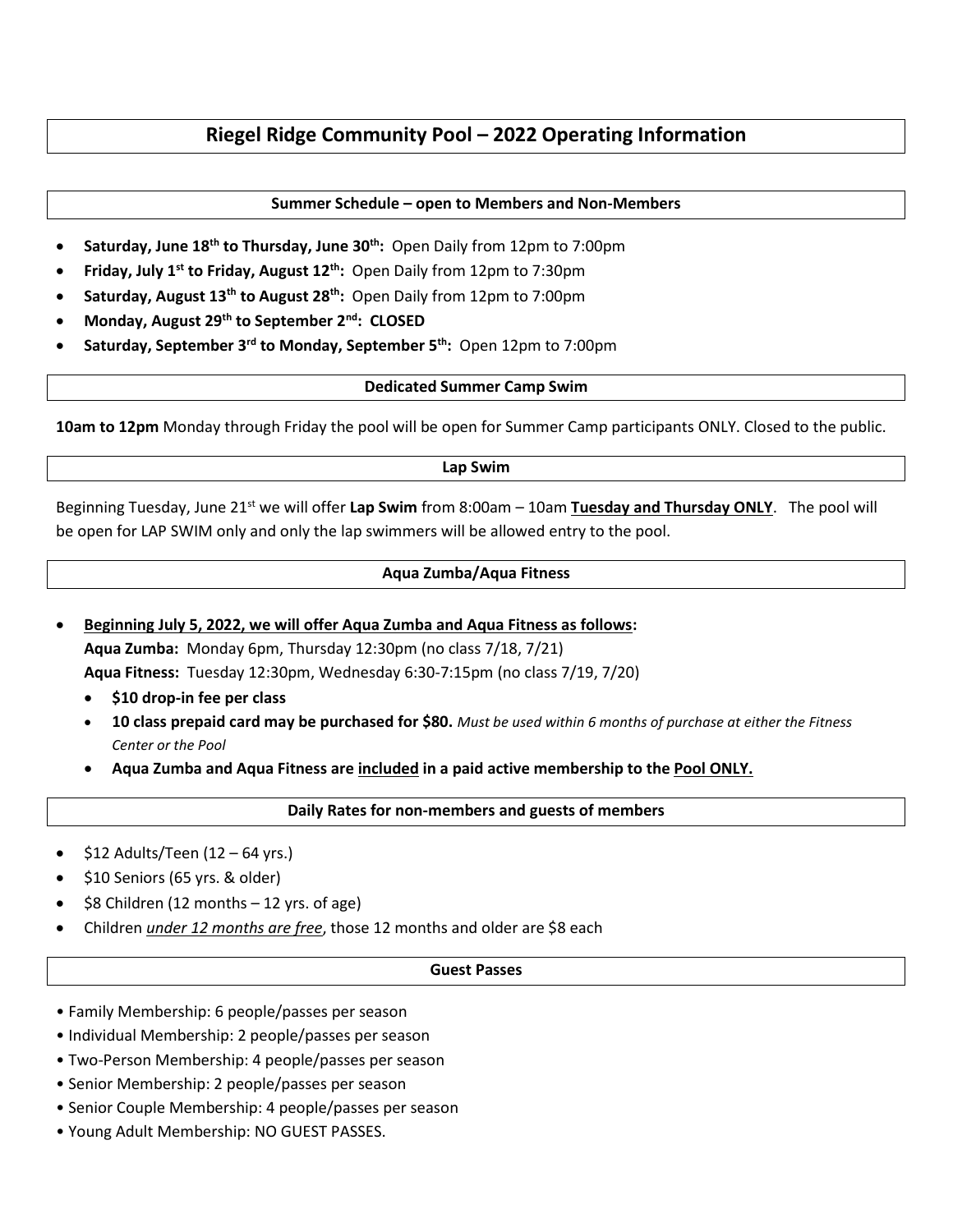# Riegel Ridge Community Pool – 2022 Operating Information

## Summer Schedule – open to Members and Non-Members

- **Saturday, June 18th to Thursday, June 30th:** Open Daily from 12pm to 7:00pm
- **Friday, July 1st to Friday, August 12th:** Open Daily from 12pm to 7:30pm
- **Saturday, August 13th to August 28th:** Open Daily from 12pm to 7:00pm
- **Monday, August 29th to September 2nd: CLOSED**
- **Saturday, September 3rd to Monday, September 5th:** Open 12pm to 7:00pm

## Dedicated Summer Camp Swim

**10am to 12pm** Monday through Friday the pool will be open for Summer Camp participants ONLY. Closed to the public.

## Lap Swim

Beginning Tuesday, June 21st we will offer **Lap Swim** from 8:00am – 10am **Tuesday and Thursday ONLY**. The pool will be open for LAP SWIM only and only the lap swimmers will be allowed entry to the pool.

## Aqua Zumba/Aqua Fitness

- **Beginning July 5, 2022, we will offer Aqua Zumba and Aqua Fitness as follows:**
  **Aqua Zumba:** Monday 6pm, Thursday 12:30pm (no class 7/18, 7/21)
  **Aqua Fitness:** Tuesday 12:30pm, Wednesday 6:30-7:15pm (no class 7/19, 7/20)
  - **$10 drop-in fee per class**
  - **10 class prepaid card may be purchased for $80.** *Must be used within 6 months of purchase at either the Fitness Center or the Pool*
  - **Aqua Zumba and Aqua Fitness are included in a paid active membership to the Pool ONLY.**

## Daily Rates for non-members and guests of members

- $12 Adults/Teen (12 – 64 yrs.)
- $10 Seniors (65 yrs. & older)
- $8 Children (12 months – 12 yrs. of age)
- Children *under 12 months are free*, those 12 months and older are $8 each

## Guest Passes

- Family Membership: 6 people/passes per season
- Individual Membership: 2 people/passes per season
- Two-Person Membership: 4 people/passes per season
- Senior Membership: 2 people/passes per season
- Senior Couple Membership: 4 people/passes per season
- Young Adult Membership: NO GUEST PASSES.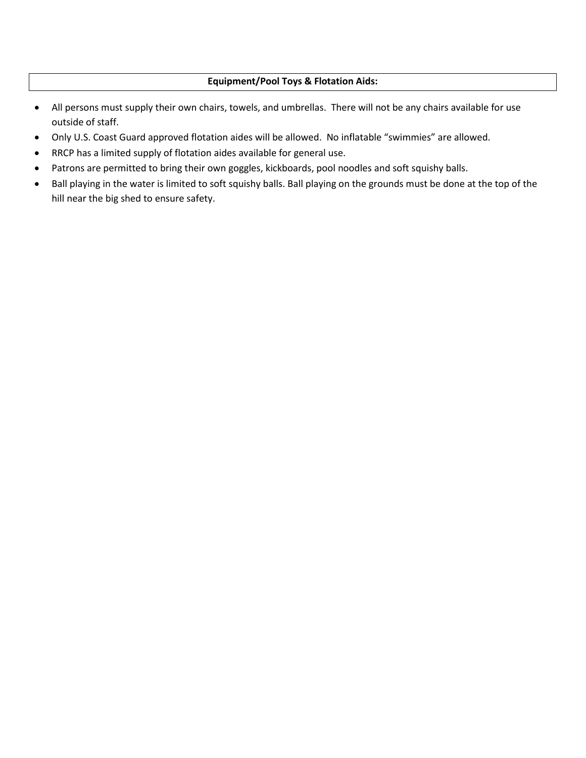**Equipment/Pool Toys & Flotation Aids:**

- All persons must supply their own chairs, towels, and umbrellas. There will not be any chairs available for use outside of staff.
- Only U.S. Coast Guard approved flotation aides will be allowed. No inflatable "swimmies" are allowed.
- RRCP has a limited supply of flotation aides available for general use.
- Patrons are permitted to bring their own goggles, kickboards, pool noodles and soft squishy balls.
- Ball playing in the water is limited to soft squishy balls. Ball playing on the grounds must be done at the top of the hill near the big shed to ensure safety.